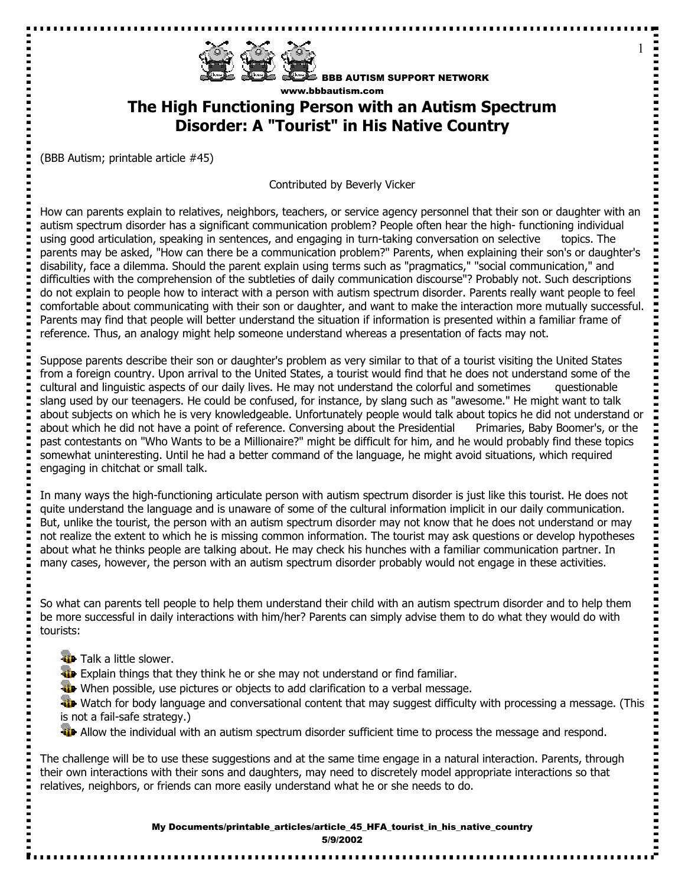BBB AUTISM SUPPORT NETWORK
www.bbbautism.com

# The High Functioning Person with an Autism Spectrum Disorder: A "Tourist" in His Native Country

(BBB Autism; printable article #45)

Contributed by Beverly Vicker

How can parents explain to relatives, neighbors, teachers, or service agency personnel that their son or daughter with an autism spectrum disorder has a significant communication problem? People often hear the high- functioning individual using good articulation, speaking in sentences, and engaging in turn-taking conversation on selective topics. The parents may be asked, "How can there be a communication problem?" Parents, when explaining their son's or daughter's disability, face a dilemma. Should the parent explain using terms such as "pragmatics," "social communication," and difficulties with the comprehension of the subtleties of daily communication discourse"? Probably not. Such descriptions do not explain to people how to interact with a person with autism spectrum disorder. Parents really want people to feel comfortable about communicating with their son or daughter, and want to make the interaction more mutually successful. Parents may find that people will better understand the situation if information is presented within a familiar frame of reference. Thus, an analogy might help someone understand whereas a presentation of facts may not.

Suppose parents describe their son or daughter's problem as very similar to that of a tourist visiting the United States from a foreign country. Upon arrival to the United States, a tourist would find that he does not understand some of the cultural and linguistic aspects of our daily lives. He may not understand the colorful and sometimes questionable slang used by our teenagers. He could be confused, for instance, by slang such as "awesome." He might want to talk about subjects on which he is very knowledgeable. Unfortunately people would talk about topics he did not understand or about which he did not have a point of reference. Conversing about the Presidential Primaries, Baby Boomer's, or the past contestants on "Who Wants to be a Millionaire?" might be difficult for him, and he would probably find these topics somewhat uninteresting. Until he had a better command of the language, he might avoid situations, which required engaging in chitchat or small talk.

In many ways the high-functioning articulate person with autism spectrum disorder is just like this tourist. He does not quite understand the language and is unaware of some of the cultural information implicit in our daily communication. But, unlike the tourist, the person with an autism spectrum disorder may not know that he does not understand or may not realize the extent to which he is missing common information. The tourist may ask questions or develop hypotheses about what he thinks people are talking about. He may check his hunches with a familiar communication partner. In many cases, however, the person with an autism spectrum disorder probably would not engage in these activities.

So what can parents tell people to help them understand their child with an autism spectrum disorder and to help them be more successful in daily interactions with him/her? Parents can simply advise them to do what they would do with tourists:

- Talk a little slower.
- Explain things that they think he or she may not understand or find familiar.
- When possible, use pictures or objects to add clarification to a verbal message.
- Watch for body language and conversational content that may suggest difficulty with processing a message. (This is not a fail-safe strategy.)
- Allow the individual with an autism spectrum disorder sufficient time to process the message and respond.

The challenge will be to use these suggestions and at the same time engage in a natural interaction. Parents, through their own interactions with their sons and daughters, may need to discretely model appropriate interactions so that relatives, neighbors, or friends can more easily understand what he or she needs to do.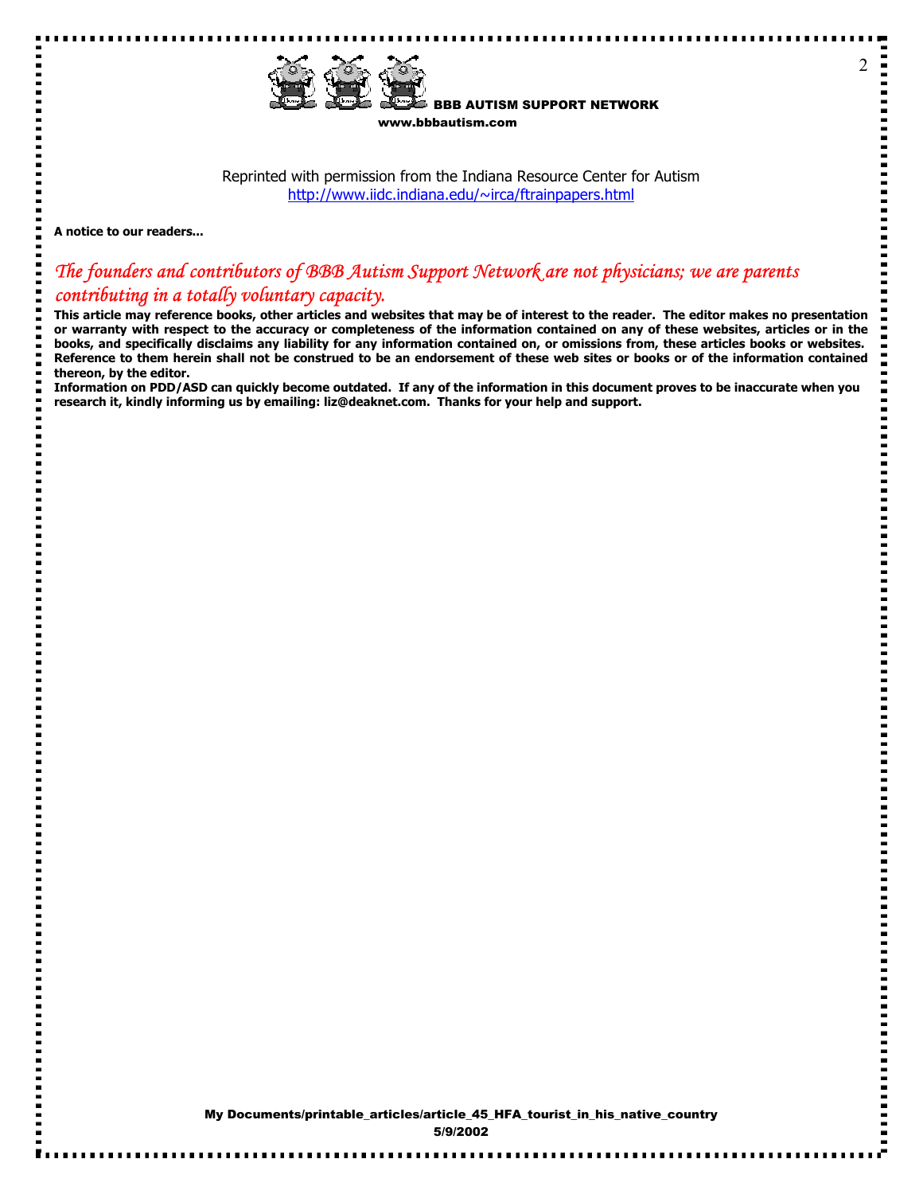BBB AUTISM SUPPORT NETWORK
www.bbbautism.com

Reprinted with permission from the Indiana Resource Center for Autism
http://www.iidc.indiana.edu/~irca/ftrainpapers.html

**A notice to our readers…**

*The founders and contributors of BBB Autism Support Network are not physicians; we are parents contributing in a totally voluntary capacity.*

**This article may reference books, other articles and websites that may be of interest to the reader. The editor makes no presentation or warranty with respect to the accuracy or completeness of the information contained on any of these websites, articles or in the books, and specifically disclaims any liability for any information contained on, or omissions from, these articles books or websites. Reference to them herein shall not be construed to be an endorsement of these web sites or books or of the information contained thereon, by the editor.**

**Information on PDD/ASD can quickly become outdated. If any of the information in this document proves to be inaccurate when you research it, kindly informing us by emailing: liz@deaknet.com. Thanks for your help and support.**

**My Documents/printable_articles/article_45_HFA_tourist_in_his_native_country**
**5/9/2002**